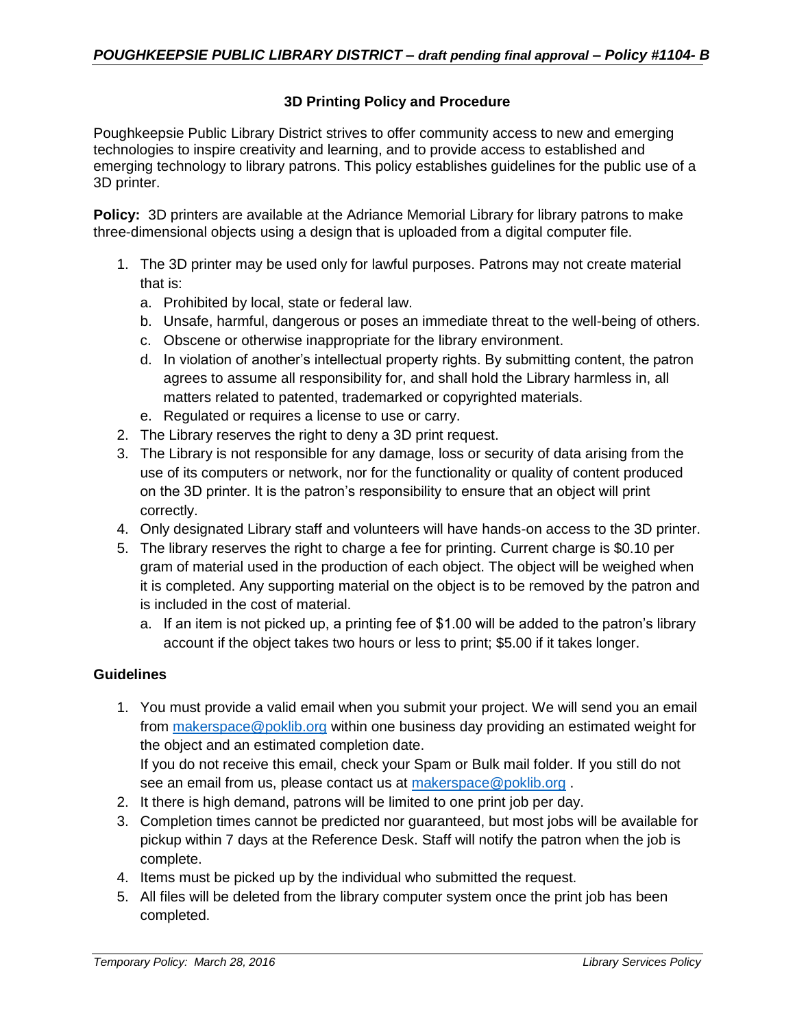# 3D Printing Policy and Procedure

Poughkeepsie Public Library District strives to offer community access to new and emerging technologies to inspire creativity and learning, and to provide access to established and emerging technology to library patrons. This policy establishes guidelines for the public use of a 3D printer.

**Policy:** 3D printers are available at the Adriance Memorial Library for library patrons to make three-dimensional objects using a design that is uploaded from a digital computer file.

1. The 3D printer may be used only for lawful purposes. Patrons may not create material that is:
   a. Prohibited by local, state or federal law.
   b. Unsafe, harmful, dangerous or poses an immediate threat to the well-being of others.
   c. Obscene or otherwise inappropriate for the library environment.
   d. In violation of another's intellectual property rights. By submitting content, the patron agrees to assume all responsibility for, and shall hold the Library harmless in, all matters related to patented, trademarked or copyrighted materials.
   e. Regulated or requires a license to use or carry.
2. The Library reserves the right to deny a 3D print request.
3. The Library is not responsible for any damage, loss or security of data arising from the use of its computers or network, nor for the functionality or quality of content produced on the 3D printer. It is the patron's responsibility to ensure that an object will print correctly.
4. Only designated Library staff and volunteers will have hands-on access to the 3D printer.
5. The library reserves the right to charge a fee for printing. Current charge is $0.10 per gram of material used in the production of each object. The object will be weighed when it is completed. Any supporting material on the object is to be removed by the patron and is included in the cost of material.
   a. If an item is not picked up, a printing fee of $1.00 will be added to the patron's library account if the object takes two hours or less to print; $5.00 if it takes longer.

## Guidelines

1. You must provide a valid email when you submit your project. We will send you an email from makerspace@poklib.org within one business day providing an estimated weight for the object and an estimated completion date.
   If you do not receive this email, check your Spam or Bulk mail folder. If you still do not see an email from us, please contact us at makerspace@poklib.org .
2. It there is high demand, patrons will be limited to one print job per day.
3. Completion times cannot be predicted nor guaranteed, but most jobs will be available for pickup within 7 days at the Reference Desk. Staff will notify the patron when the job is complete.
4. Items must be picked up by the individual who submitted the request.
5. All files will be deleted from the library computer system once the print job has been completed.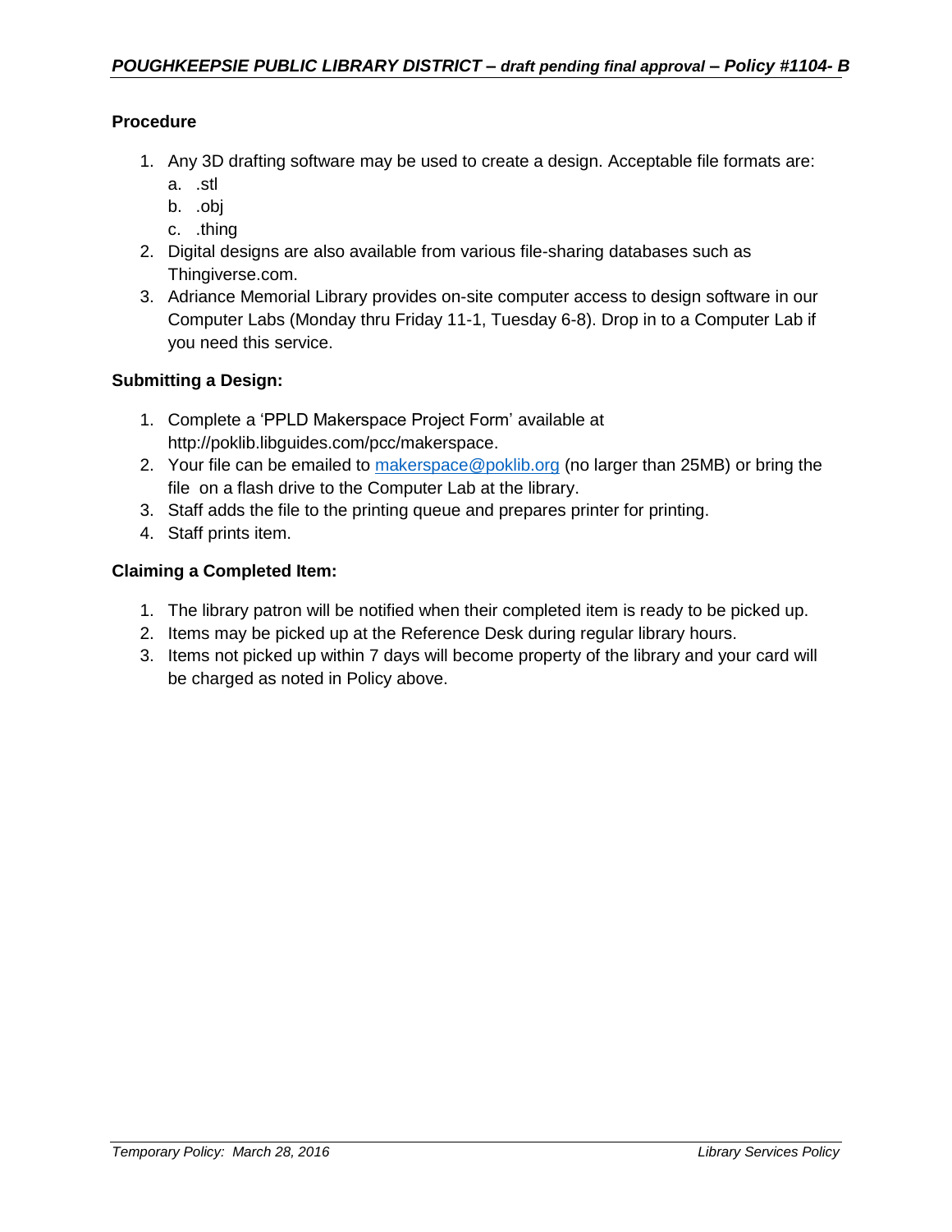**Procedure**

1. Any 3D drafting software may be used to create a design. Acceptable file formats are:
   a. .stl
   b. .obj
   c. .thing
2. Digital designs are also available from various file-sharing databases such as Thingiverse.com.
3. Adriance Memorial Library provides on-site computer access to design software in our Computer Labs (Monday thru Friday 11-1, Tuesday 6-8). Drop in to a Computer Lab if you need this service.

**Submitting a Design:**

1. Complete a 'PPLD Makerspace Project Form' available at http://poklib.libguides.com/pcc/makerspace.
2. Your file can be emailed to [makerspace@poklib.org](mailto:makerspace@poklib.org) (no larger than 25MB) or bring the file on a flash drive to the Computer Lab at the library.
3. Staff adds the file to the printing queue and prepares printer for printing.
4. Staff prints item.

**Claiming a Completed Item:**

1. The library patron will be notified when their completed item is ready to be picked up.
2. Items may be picked up at the Reference Desk during regular library hours.
3. Items not picked up within 7 days will become property of the library and your card will be charged as noted in Policy above.